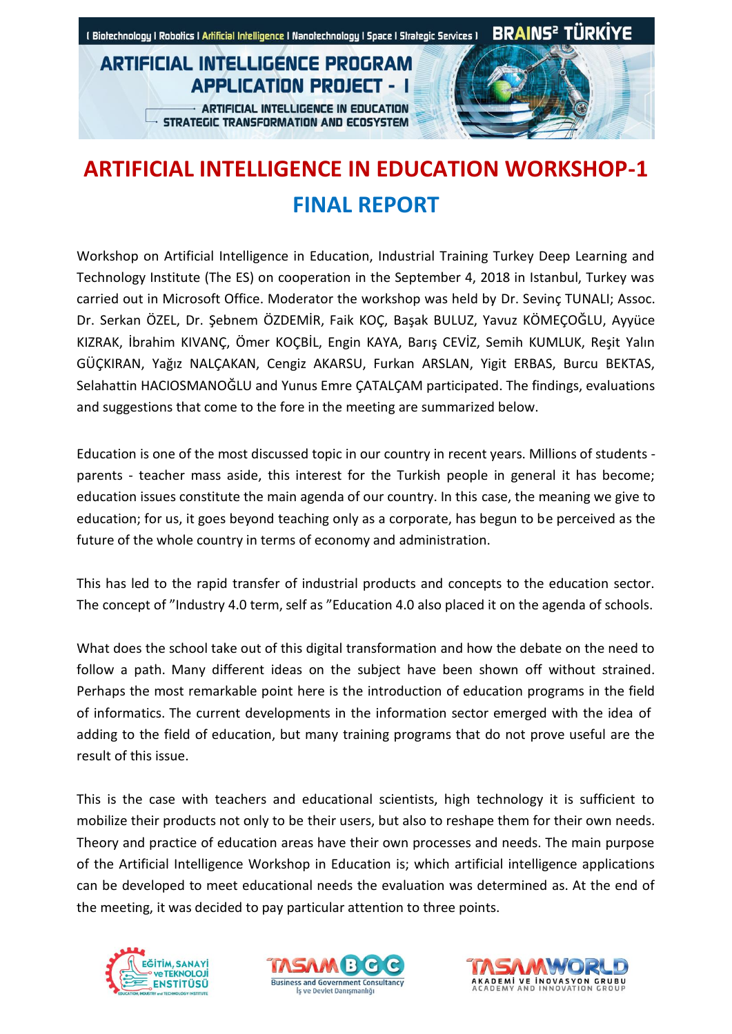# ARTIFICIAL INTELLIGENCE IN EDUCATION WORKSHOP-1

## FINAL REPORT

Workshop on Artificial Intelligence in Education, Industrial Training Turkey Deep Learning and Technology Institute (The ES) on cooperation in the September 4, 2018 in Istanbul, Turkey was carried out in Microsoft Office. Moderator the workshop was held by Dr. Sevinç TUNALI; Assoc. Dr. Serkan ÖZEL, Dr. Şebnem ÖZDEMİR, Faik KOÇ, Başak BULUZ, Yavuz KÖMEÇOĞLU, Ayyüce KIZRAK, İbrahim KIVANÇ, Ömer KOÇBİL, Engin KAYA, Barış CEVİZ, Semih KUMLUK, Reşit Yalın GÜÇKIRAN, Yağız NALÇAKAN, Cengiz AKARSU, Furkan ARSLAN, Yigit ERBAS, Burcu BEKTAS, Selahattin HACIOSMANOĞLU and Yunus Emre ÇATALÇAM participated. The findings, evaluations and suggestions that come to the fore in the meeting are summarized below.

Education is one of the most discussed topic in our country in recent years. Millions of students - parents - teacher mass aside, this interest for the Turkish people in general it has become; education issues constitute the main agenda of our country. In this case, the meaning we give to education; for us, it goes beyond teaching only as a corporate, has begun to be perceived as the future of the whole country in terms of economy and administration.

This has led to the rapid transfer of industrial products and concepts to the education sector. The concept of "Industry 4.0 term, self as "Education 4.0 also placed it on the agenda of schools.

What does the school take out of this digital transformation and how the debate on the need to follow a path. Many different ideas on the subject have been shown off without strained. Perhaps the most remarkable point here is the introduction of education programs in the field of informatics. The current developments in the information sector emerged with the idea of adding to the field of education, but many training programs that do not prove useful are the result of this issue.

This is the case with teachers and educational scientists, high technology it is sufficient to mobilize their products not only to be their users, but also to reshape them for their own needs. Theory and practice of education areas have their own processes and needs. The main purpose of the Artificial Intelligence Workshop in Education is; which artificial intelligence applications can be developed to meet educational needs the evaluation was determined as. At the end of the meeting, it was decided to pay particular attention to three points.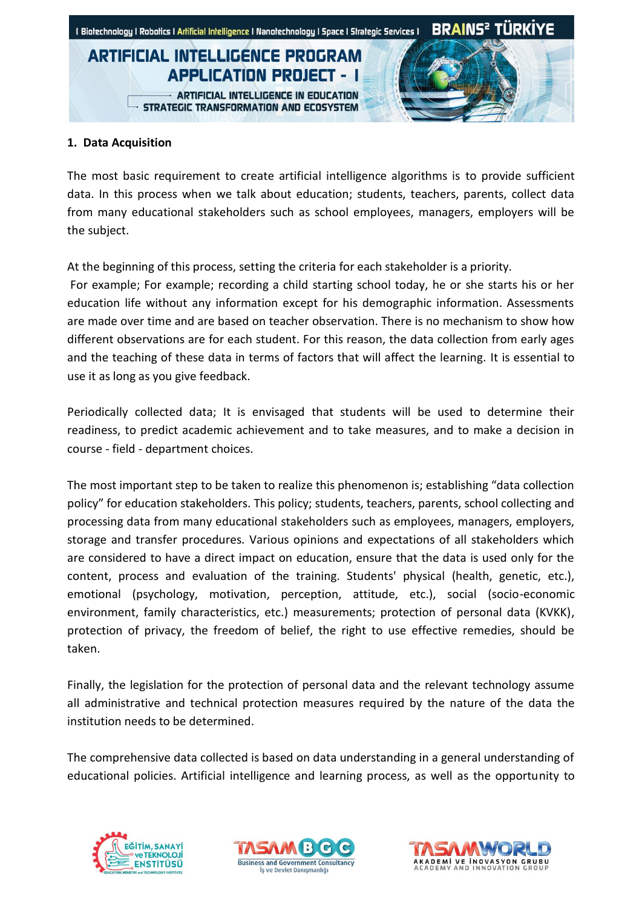## 1. Data Acquisition

The most basic requirement to create artificial intelligence algorithms is to provide sufficient data. In this process when we talk about education; students, teachers, parents, collect data from many educational stakeholders such as school employees, managers, employers will be the subject.

At the beginning of this process, setting the criteria for each stakeholder is a priority.
For example; For example; recording a child starting school today, he or she starts his or her education life without any information except for his demographic information. Assessments are made over time and are based on teacher observation. There is no mechanism to show how different observations are for each student. For this reason, the data collection from early ages and the teaching of these data in terms of factors that will affect the learning. It is essential to use it as long as you give feedback.

Periodically collected data; It is envisaged that students will be used to determine their readiness, to predict academic achievement and to take measures, and to make a decision in course - field - department choices.

The most important step to be taken to realize this phenomenon is; establishing "data collection policy" for education stakeholders. This policy; students, teachers, parents, school collecting and processing data from many educational stakeholders such as employees, managers, employers, storage and transfer procedures. Various opinions and expectations of all stakeholders which are considered to have a direct impact on education, ensure that the data is used only for the content, process and evaluation of the training. Students' physical (health, genetic, etc.), emotional (psychology, motivation, perception, attitude, etc.), social (socio-economic environment, family characteristics, etc.) measurements; protection of personal data (KVKK), protection of privacy, the freedom of belief, the right to use effective remedies, should be taken.

Finally, the legislation for the protection of personal data and the relevant technology assume all administrative and technical protection measures required by the nature of the data the institution needs to be determined.

The comprehensive data collected is based on data understanding in a general understanding of educational policies. Artificial intelligence and learning process, as well as the opportunity to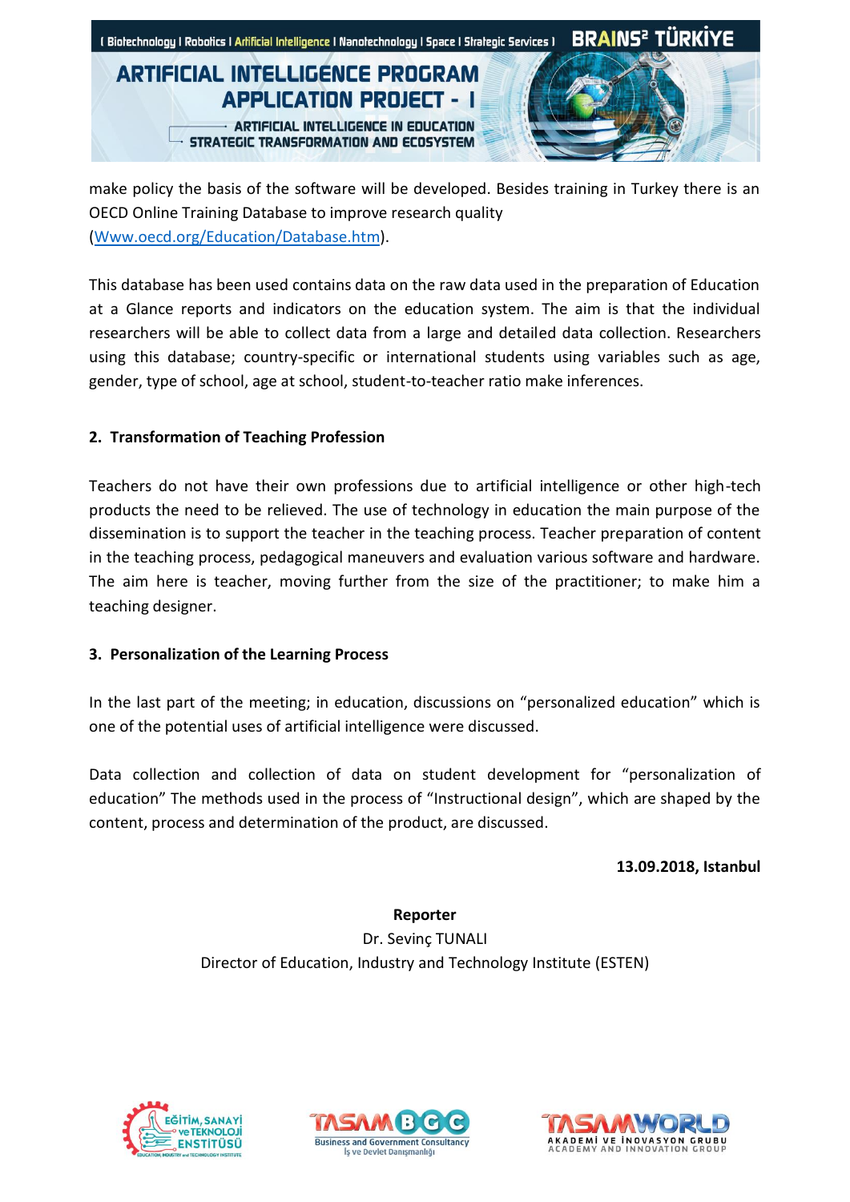make policy the basis of the software will be developed. Besides training in Turkey there is an OECD Online Training Database to improve research quality ([Www.oecd.org/Education/Database.htm](Www.oecd.org/Education/Database.htm)).

This database has been used contains data on the raw data used in the preparation of Education at a Glance reports and indicators on the education system. The aim is that the individual researchers will be able to collect data from a large and detailed data collection. Researchers using this database; country-specific or international students using variables such as age, gender, type of school, age at school, student-to-teacher ratio make inferences.

## 2. Transformation of Teaching Profession

Teachers do not have their own professions due to artificial intelligence or other high-tech products the need to be relieved. The use of technology in education the main purpose of the dissemination is to support the teacher in the teaching process. Teacher preparation of content in the teaching process, pedagogical maneuvers and evaluation various software and hardware. The aim here is teacher, moving further from the size of the practitioner; to make him a teaching designer.

## 3. Personalization of the Learning Process

In the last part of the meeting; in education, discussions on "personalized education" which is one of the potential uses of artificial intelligence were discussed.

Data collection and collection of data on student development for "personalization of education" The methods used in the process of "Instructional design", which are shaped by the content, process and determination of the product, are discussed.

**13.09.2018, Istanbul**

**Reporter**

Dr. Sevinç TUNALI

Director of Education, Industry and Technology Institute (ESTEN)